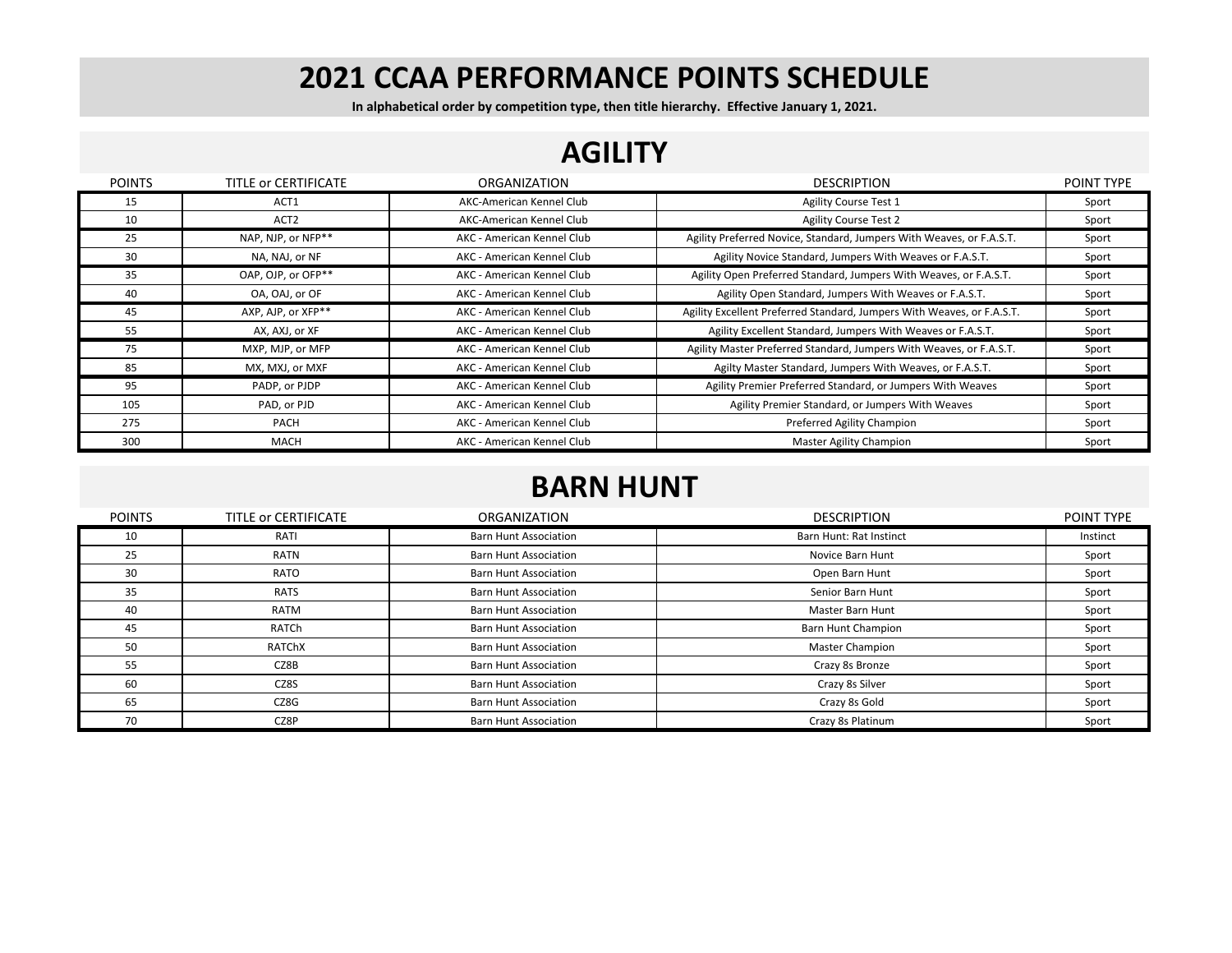# 2021 CCAA PERFORMANCE POINTS SCHEDULE

**In alphabetical order by competition type, then title hierarchy. Effective January 1, 2021.**

## AGILITY

| POINTS | TITLE or CERTIFICATE | ORGANIZATION | DESCRIPTION | POINT TYPE |
|---|---|---|---|---|
| 15 | ACT1 | AKC-American Kennel Club | Agility Course Test 1 | Sport |
| 10 | ACT2 | AKC-American Kennel Club | Agility Course Test 2 | Sport |
| 25 | NAP, NJP, or NFP** | AKC - American Kennel Club | Agility Preferred Novice, Standard, Jumpers With Weaves, or F.A.S.T. | Sport |
| 30 | NA, NAJ, or NF | AKC - American Kennel Club | Agility Novice Standard, Jumpers With Weaves or F.A.S.T. | Sport |
| 35 | OAP, OJP, or OFP** | AKC - American Kennel Club | Agility Open Preferred Standard, Jumpers With Weaves, or F.A.S.T. | Sport |
| 40 | OA, OAJ, or OF | AKC - American Kennel Club | Agility Open Standard, Jumpers With Weaves or F.A.S.T. | Sport |
| 45 | AXP, AJP, or XFP** | AKC - American Kennel Club | Agility Excellent Preferred Standard, Jumpers With Weaves, or F.A.S.T. | Sport |
| 55 | AX, AXJ, or XF | AKC - American Kennel Club | Agility Excellent Standard, Jumpers With Weaves or F.A.S.T. | Sport |
| 75 | MXP, MJP, or MFP | AKC - American Kennel Club | Agility Master Preferred Standard, Jumpers With Weaves, or F.A.S.T. | Sport |
| 85 | MX, MXJ, or MXF | AKC - American Kennel Club | Agilty Master Standard, Jumpers With Weaves, or F.A.S.T. | Sport |
| 95 | PADP, or PJDP | AKC - American Kennel Club | Agility Premier Preferred Standard, or Jumpers With Weaves | Sport |
| 105 | PAD, or PJD | AKC - American Kennel Club | Agility Premier Standard, or Jumpers With Weaves | Sport |
| 275 | PACH | AKC - American Kennel Club | Preferred Agility Champion | Sport |
| 300 | MACH | AKC - American Kennel Club | Master Agility Champion | Sport |

## BARN HUNT

| POINTS | TITLE or CERTIFICATE | ORGANIZATION | DESCRIPTION | POINT TYPE |
|---|---|---|---|---|
| 10 | RATI | Barn Hunt Association | Barn Hunt: Rat Instinct | Instinct |
| 25 | RATN | Barn Hunt Association | Novice Barn Hunt | Sport |
| 30 | RATO | Barn Hunt Association | Open Barn Hunt | Sport |
| 35 | RATS | Barn Hunt Association | Senior Barn Hunt | Sport |
| 40 | RATM | Barn Hunt Association | Master Barn Hunt | Sport |
| 45 | RATCh | Barn Hunt Association | Barn Hunt Champion | Sport |
| 50 | RATChX | Barn Hunt Association | Master Champion | Sport |
| 55 | CZ8B | Barn Hunt Association | Crazy 8s Bronze | Sport |
| 60 | CZ8S | Barn Hunt Association | Crazy 8s Silver | Sport |
| 65 | CZ8G | Barn Hunt Association | Crazy 8s Gold | Sport |
| 70 | CZ8P | Barn Hunt Association | Crazy 8s Platinum | Sport |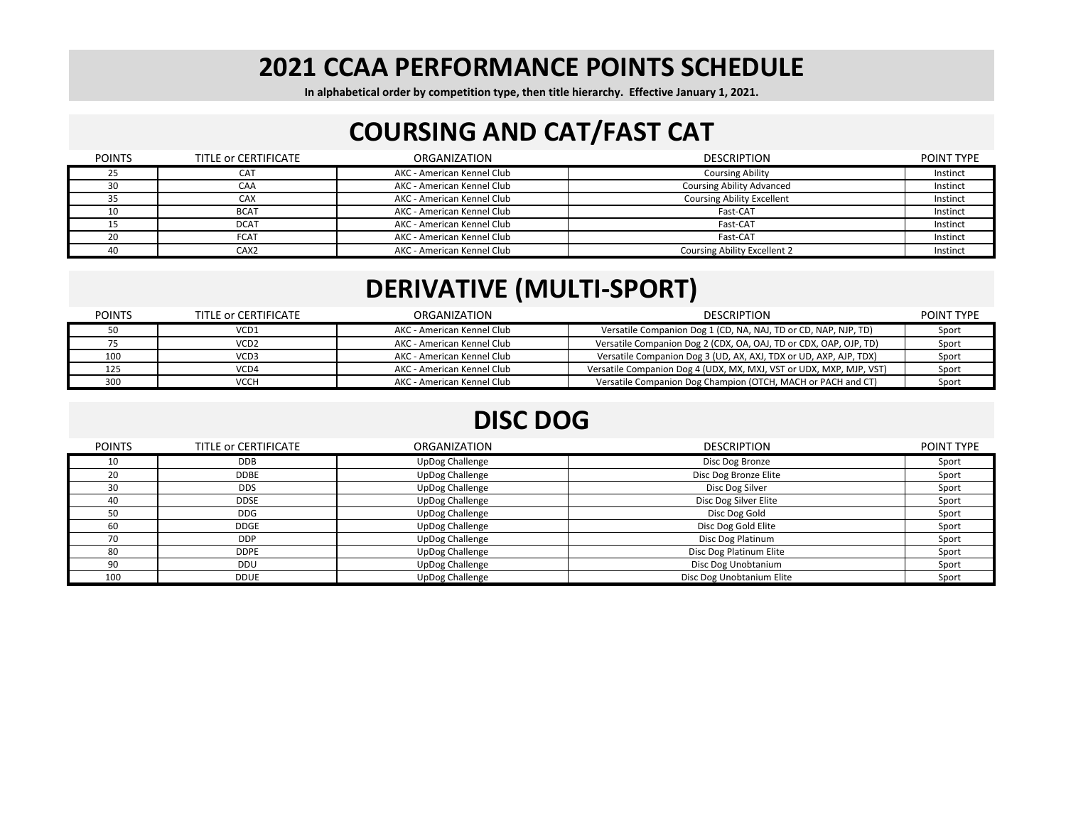# 2021 CCAA PERFORMANCE POINTS SCHEDULE

**In alphabetical order by competition type, then title hierarchy. Effective January 1, 2021.**

## COURSING AND CAT/FAST CAT

| POINTS | TITLE or CERTIFICATE | ORGANIZATION | DESCRIPTION | POINT TYPE |
|---|---|---|---|---|
| 25 | CAT | AKC - American Kennel Club | Coursing Ability | Instinct |
| 30 | CAA | AKC - American Kennel Club | Coursing Ability Advanced | Instinct |
| 35 | CAX | AKC - American Kennel Club | Coursing Ability Excellent | Instinct |
| 10 | BCAT | AKC - American Kennel Club | Fast-CAT | Instinct |
| 15 | DCAT | AKC - American Kennel Club | Fast-CAT | Instinct |
| 20 | FCAT | AKC - American Kennel Club | Fast-CAT | Instinct |
| 40 | CAX2 | AKC - American Kennel Club | Coursing Ability Excellent 2 | Instinct |

## DERIVATIVE (MULTI-SPORT)

| POINTS | TITLE or CERTIFICATE | ORGANIZATION | DESCRIPTION | POINT TYPE |
|---|---|---|---|---|
| 50 | VCD1 | AKC - American Kennel Club | Versatile Companion Dog 1 (CD, NA, NAJ, TD or CD, NAP, NJP, TD) | Sport |
| 75 | VCD2 | AKC - American Kennel Club | Versatile Companion Dog 2 (CDX, OA, OAJ, TD or CDX, OAP, OJP, TD) | Sport |
| 100 | VCD3 | AKC - American Kennel Club | Versatile Companion Dog 3 (UD, AX, AXJ, TDX or UD, AXP, AJP, TDX) | Sport |
| 125 | VCD4 | AKC - American Kennel Club | Versatile Companion Dog 4 (UDX, MX, MXJ, VST or UDX, MXP, MJP, VST) | Sport |
| 300 | VCCH | AKC - American Kennel Club | Versatile Companion Dog Champion (OTCH, MACH or PACH and CT) | Sport |

## DISC DOG

| POINTS | TITLE or CERTIFICATE | ORGANIZATION | DESCRIPTION | POINT TYPE |
|---|---|---|---|---|
| 10 | DDB | UpDog Challenge | Disc Dog Bronze | Sport |
| 20 | DDBE | UpDog Challenge | Disc Dog Bronze Elite | Sport |
| 30 | DDS | UpDog Challenge | Disc Dog Silver | Sport |
| 40 | DDSE | UpDog Challenge | Disc Dog Silver Elite | Sport |
| 50 | DDG | UpDog Challenge | Disc Dog Gold | Sport |
| 60 | DDGE | UpDog Challenge | Disc Dog Gold Elite | Sport |
| 70 | DDP | UpDog Challenge | Disc Dog Platinum | Sport |
| 80 | DDPE | UpDog Challenge | Disc Dog Platinum Elite | Sport |
| 90 | DDU | UpDog Challenge | Disc Dog Unobtanium | Sport |
| 100 | DDUE | UpDog Challenge | Disc Dog Unobtanium Elite | Sport |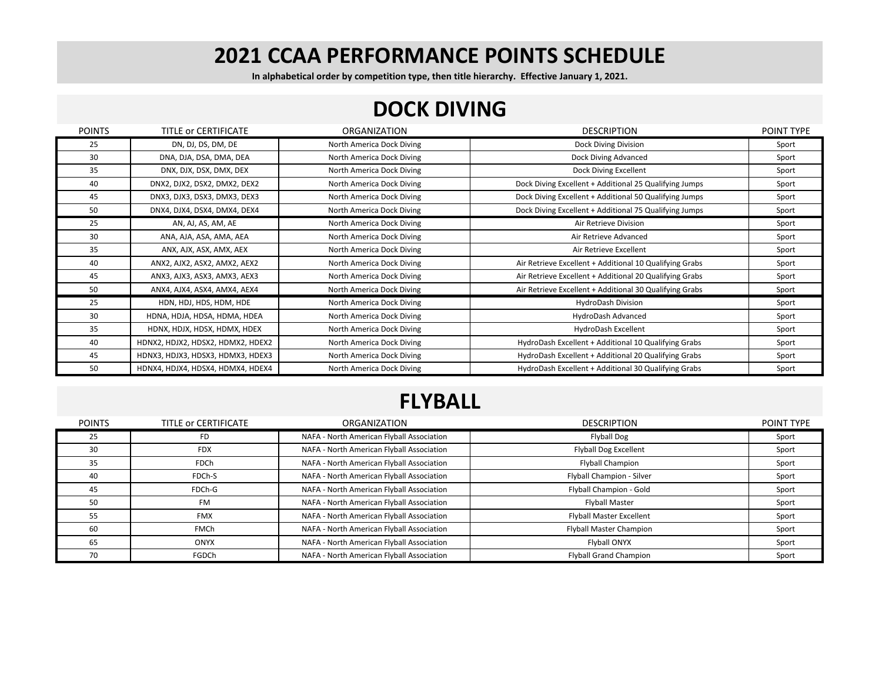# 2021 CCAA PERFORMANCE POINTS SCHEDULE

**In alphabetical order by competition type, then title hierarchy. Effective January 1, 2021.**

## DOCK DIVING

| POINTS | TITLE or CERTIFICATE | ORGANIZATION | DESCRIPTION | POINT TYPE |
|---|---|---|---|---|
| 25 | DN, DJ, DS, DM, DE | North America Dock Diving | Dock Diving Division | Sport |
| 30 | DNA, DJA, DSA, DMA, DEA | North America Dock Diving | Dock Diving Advanced | Sport |
| 35 | DNX, DJX, DSX, DMX, DEX | North America Dock Diving | Dock Diving Excellent | Sport |
| 40 | DNX2, DJX2, DSX2, DMX2, DEX2 | North America Dock Diving | Dock Diving Excellent + Additional 25 Qualifying Jumps | Sport |
| 45 | DNX3, DJX3, DSX3, DMX3, DEX3 | North America Dock Diving | Dock Diving Excellent + Additional 50 Qualifying Jumps | Sport |
| 50 | DNX4, DJX4, DSX4, DMX4, DEX4 | North America Dock Diving | Dock Diving Excellent + Additional 75 Qualifying Jumps | Sport |
| 25 | AN, AJ, AS, AM, AE | North America Dock Diving | Air Retrieve Division | Sport |
| 30 | ANA, AJA, ASA, AMA, AEA | North America Dock Diving | Air Retrieve Advanced | Sport |
| 35 | ANX, AJX, ASX, AMX, AEX | North America Dock Diving | Air Retrieve Excellent | Sport |
| 40 | ANX2, AJX2, ASX2, AMX2, AEX2 | North America Dock Diving | Air Retrieve Excellent + Additional 10 Qualifying Grabs | Sport |
| 45 | ANX3, AJX3, ASX3, AMX3, AEX3 | North America Dock Diving | Air Retrieve Excellent + Additional 20 Qualifying Grabs | Sport |
| 50 | ANX4, AJX4, ASX4, AMX4, AEX4 | North America Dock Diving | Air Retrieve Excellent + Additional 30 Qualifying Grabs | Sport |
| 25 | HDN, HDJ, HDS, HDM, HDE | North America Dock Diving | HydroDash Division | Sport |
| 30 | HDNA, HDJA, HDSA, HDMA, HDEA | North America Dock Diving | HydroDash Advanced | Sport |
| 35 | HDNX, HDJX, HDSX, HDMX, HDEX | North America Dock Diving | HydroDash Excellent | Sport |
| 40 | HDNX2, HDJX2, HDSX2, HDMX2, HDEX2 | North America Dock Diving | HydroDash Excellent + Additional 10 Qualifying Grabs | Sport |
| 45 | HDNX3, HDJX3, HDSX3, HDMX3, HDEX3 | North America Dock Diving | HydroDash Excellent + Additional 20 Qualifying Grabs | Sport |
| 50 | HDNX4, HDJX4, HDSX4, HDMX4, HDEX4 | North America Dock Diving | HydroDash Excellent + Additional 30 Qualifying Grabs | Sport |

## FLYBALL

| POINTS | TITLE or CERTIFICATE | ORGANIZATION | DESCRIPTION | POINT TYPE |
|---|---|---|---|---|
| 25 | FD | NAFA - North American Flyball Association | Flyball Dog | Sport |
| 30 | FDX | NAFA - North American Flyball Association | Flyball Dog Excellent | Sport |
| 35 | FDCh | NAFA - North American Flyball Association | Flyball Champion | Sport |
| 40 | FDCh-S | NAFA - North American Flyball Association | Flyball Champion - Silver | Sport |
| 45 | FDCh-G | NAFA - North American Flyball Association | Flyball Champion - Gold | Sport |
| 50 | FM | NAFA - North American Flyball Association | Flyball Master | Sport |
| 55 | FMX | NAFA - North American Flyball Association | Flyball Master Excellent | Sport |
| 60 | FMCh | NAFA - North American Flyball Association | Flyball Master Champion | Sport |
| 65 | ONYX | NAFA - North American Flyball Association | Flyball ONYX | Sport |
| 70 | FGDCh | NAFA - North American Flyball Association | Flyball Grand Champion | Sport |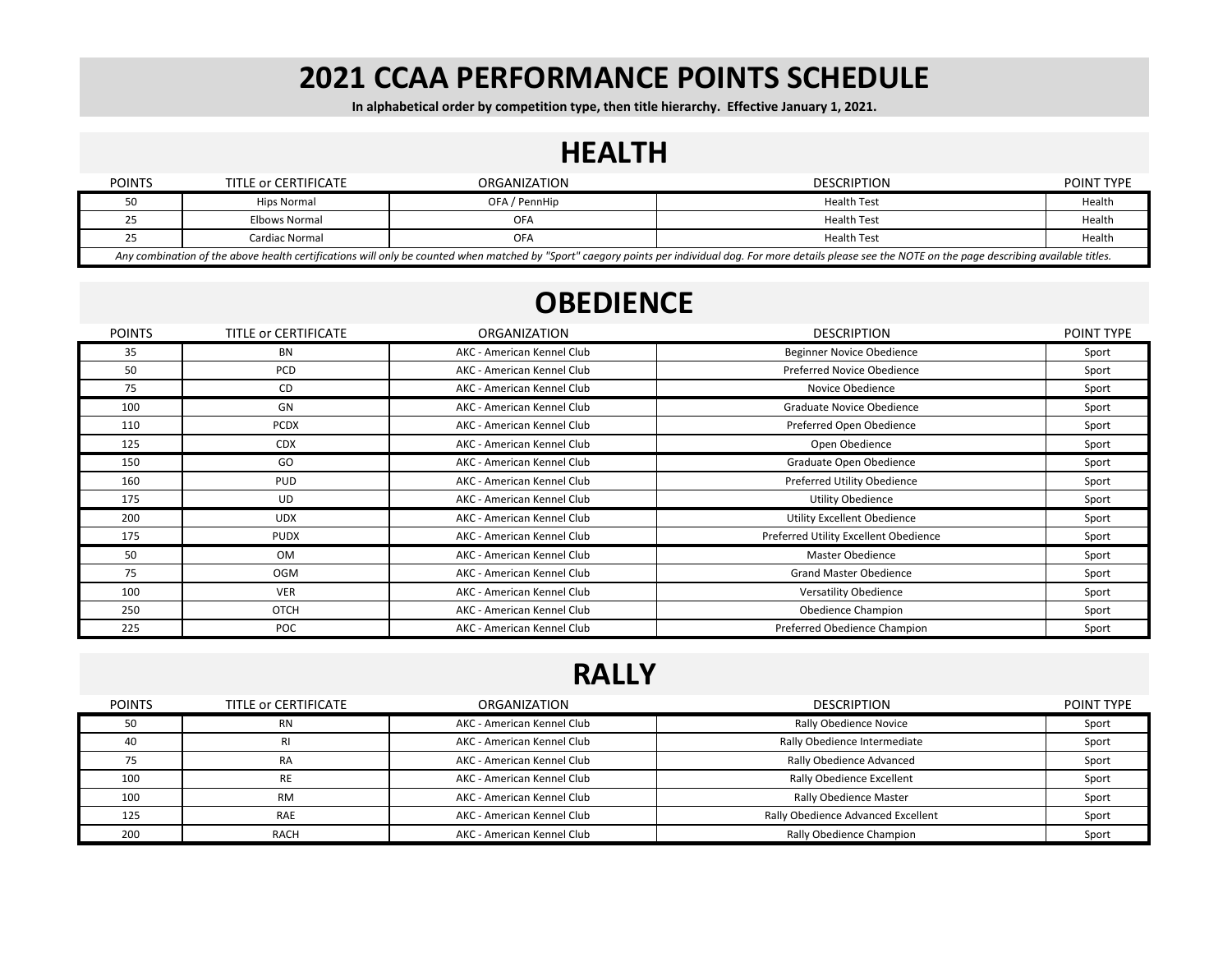# 2021 CCAA PERFORMANCE POINTS SCHEDULE

**In alphabetical order by competition type, then title hierarchy. Effective January 1, 2021.**

## HEALTH

| POINTS | TITLE or CERTIFICATE | ORGANIZATION | DESCRIPTION | POINT TYPE |
|---|---|---|---|---|
| 50 | Hips Normal | OFA / PennHip | Health Test | Health |
| 25 | Elbows Normal | OFA | Health Test | Health |
| 25 | Cardiac Normal | OFA | Health Test | Health |

*Any combination of the above health certifications will only be counted when matched by "Sport" caegory points per individual dog. For more details please see the NOTE on the page describing available titles.*

## OBEDIENCE

| POINTS | TITLE or CERTIFICATE | ORGANIZATION | DESCRIPTION | POINT TYPE |
|---|---|---|---|---|
| 35 | BN | AKC - American Kennel Club | Beginner Novice Obedience | Sport |
| 50 | PCD | AKC - American Kennel Club | Preferred Novice Obedience | Sport |
| 75 | CD | AKC - American Kennel Club | Novice Obedience | Sport |
| 100 | GN | AKC - American Kennel Club | Graduate Novice Obedience | Sport |
| 110 | PCDX | AKC - American Kennel Club | Preferred Open Obedience | Sport |
| 125 | CDX | AKC - American Kennel Club | Open Obedience | Sport |
| 150 | GO | AKC - American Kennel Club | Graduate Open Obedience | Sport |
| 160 | PUD | AKC - American Kennel Club | Preferred Utility Obedience | Sport |
| 175 | UD | AKC - American Kennel Club | Utility Obedience | Sport |
| 200 | UDX | AKC - American Kennel Club | Utility Excellent Obedience | Sport |
| 175 | PUDX | AKC - American Kennel Club | Preferred Utility Excellent Obedience | Sport |
| 50 | OM | AKC - American Kennel Club | Master Obedience | Sport |
| 75 | OGM | AKC - American Kennel Club | Grand Master Obedience | Sport |
| 100 | VER | AKC - American Kennel Club | Versatility Obedience | Sport |
| 250 | OTCH | AKC - American Kennel Club | Obedience Champion | Sport |
| 225 | POC | AKC - American Kennel Club | Preferred Obedience Champion | Sport |

## RALLY

| POINTS | TITLE or CERTIFICATE | ORGANIZATION | DESCRIPTION | POINT TYPE |
|---|---|---|---|---|
| 50 | RN | AKC - American Kennel Club | Rally Obedience Novice | Sport |
| 40 | RI | AKC - American Kennel Club | Rally Obedience Intermediate | Sport |
| 75 | RA | AKC - American Kennel Club | Rally Obedience Advanced | Sport |
| 100 | RE | AKC - American Kennel Club | Rally Obedience Excellent | Sport |
| 100 | RM | AKC - American Kennel Club | Rally Obedience Master | Sport |
| 125 | RAE | AKC - American Kennel Club | Rally Obedience Advanced Excellent | Sport |
| 200 | RACH | AKC - American Kennel Club | Rally Obedience Champion | Sport |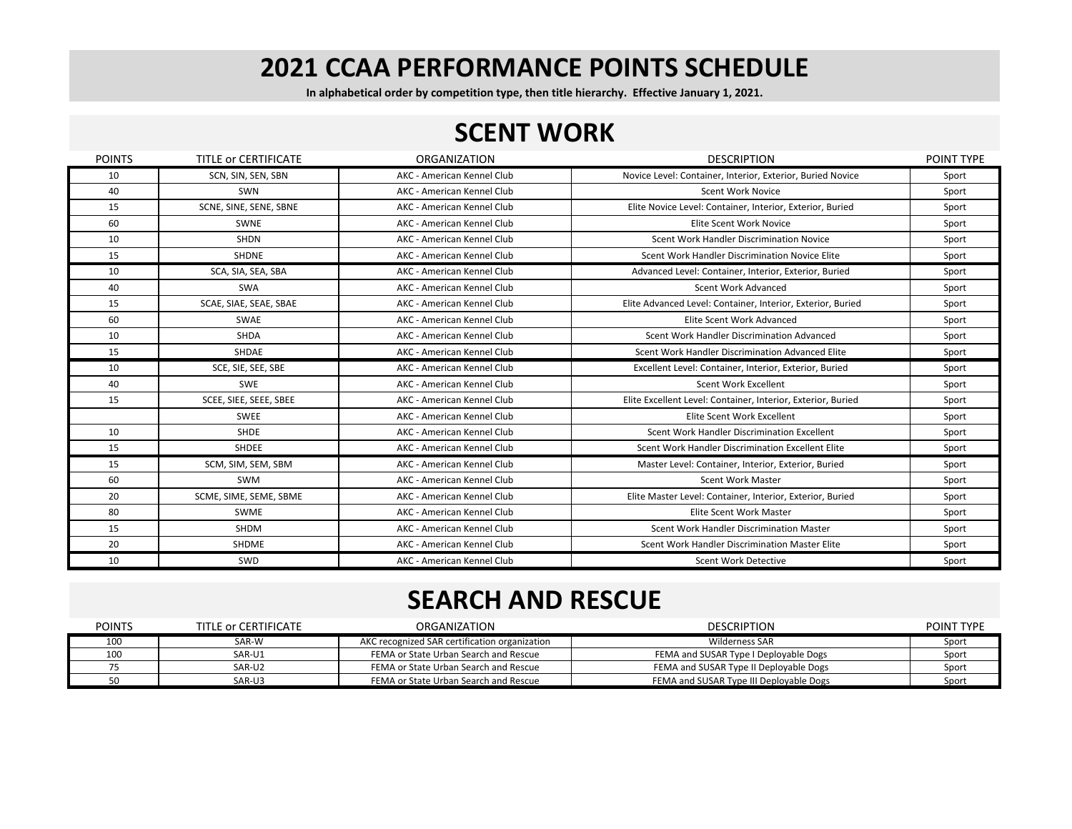# 2021 CCAA PERFORMANCE POINTS SCHEDULE

**In alphabetical order by competition type, then title hierarchy. Effective January 1, 2021.**

## SCENT WORK

| POINTS | TITLE or CERTIFICATE | ORGANIZATION | DESCRIPTION | POINT TYPE |
|---|---|---|---|---|
| 10 | SCN, SIN, SEN, SBN | AKC - American Kennel Club | Novice Level: Container, Interior, Exterior, Buried Novice | Sport |
| 40 | SWN | AKC - American Kennel Club | Scent Work Novice | Sport |
| 15 | SCNE, SINE, SENE, SBNE | AKC - American Kennel Club | Elite Novice Level: Container, Interior, Exterior, Buried | Sport |
| 60 | SWNE | AKC - American Kennel Club | Elite Scent Work Novice | Sport |
| 10 | SHDN | AKC - American Kennel Club | Scent Work Handler Discrimination Novice | Sport |
| 15 | SHDNE | AKC - American Kennel Club | Scent Work Handler Discrimination Novice Elite | Sport |
| 10 | SCA, SIA, SEA, SBA | AKC - American Kennel Club | Advanced Level: Container, Interior, Exterior, Buried | Sport |
| 40 | SWA | AKC - American Kennel Club | Scent Work Advanced | Sport |
| 15 | SCAE, SIAE, SEAE, SBAE | AKC - American Kennel Club | Elite Advanced Level: Container, Interior, Exterior, Buried | Sport |
| 60 | SWAE | AKC - American Kennel Club | Elite Scent Work Advanced | Sport |
| 10 | SHDA | AKC - American Kennel Club | Scent Work Handler Discrimination Advanced | Sport |
| 15 | SHDAE | AKC - American Kennel Club | Scent Work Handler Discrimination Advanced Elite | Sport |
| 10 | SCE, SIE, SEE, SBE | AKC - American Kennel Club | Excellent Level: Container, Interior, Exterior, Buried | Sport |
| 40 | SWE | AKC - American Kennel Club | Scent Work Excellent | Sport |
| 15 | SCEE, SIEE, SEEE, SBEE | AKC - American Kennel Club | Elite Excellent Level: Container, Interior, Exterior, Buried | Sport |
| | SWEE | AKC - American Kennel Club | Elite Scent Work Excellent | Sport |
| 10 | SHDE | AKC - American Kennel Club | Scent Work Handler Discrimination Excellent | Sport |
| 15 | SHDEE | AKC - American Kennel Club | Scent Work Handler Discrimination Excellent Elite | Sport |
| 15 | SCM, SIM, SEM, SBM | AKC - American Kennel Club | Master Level: Container, Interior, Exterior, Buried | Sport |
| 60 | SWM | AKC - American Kennel Club | Scent Work Master | Sport |
| 20 | SCME, SIME, SEME, SBME | AKC - American Kennel Club | Elite Master Level: Container, Interior, Exterior, Buried | Sport |
| 80 | SWME | AKC - American Kennel Club | Elite Scent Work Master | Sport |
| 15 | SHDM | AKC - American Kennel Club | Scent Work Handler Discrimination Master | Sport |
| 20 | SHDME | AKC - American Kennel Club | Scent Work Handler Discrimination Master Elite | Sport |
| 10 | SWD | AKC - American Kennel Club | Scent Work Detective | Sport |

## SEARCH AND RESCUE

| POINTS | TITLE or CERTIFICATE | ORGANIZATION | DESCRIPTION | POINT TYPE |
|---|---|---|---|---|
| 100 | SAR-W | AKC recognized SAR certification organization | Wilderness SAR | Sport |
| 100 | SAR-U1 | FEMA or State Urban Search and Rescue | FEMA and SUSAR Type I Deployable Dogs | Sport |
| 75 | SAR-U2 | FEMA or State Urban Search and Rescue | FEMA and SUSAR Type II Deployable Dogs | Sport |
| 50 | SAR-U3 | FEMA or State Urban Search and Rescue | FEMA and SUSAR Type III Deployable Dogs | Sport |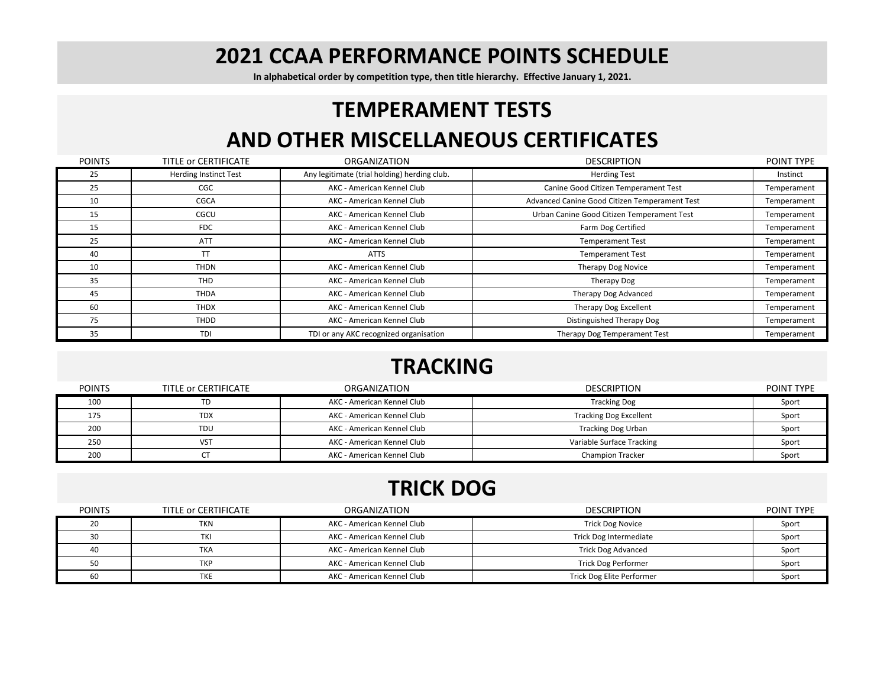# 2021 CCAA PERFORMANCE POINTS SCHEDULE

**In alphabetical order by competition type, then title hierarchy. Effective January 1, 2021.**

## TEMPERAMENT TESTS AND OTHER MISCELLANEOUS CERTIFICATES

| POINTS | TITLE or CERTIFICATE | ORGANIZATION | DESCRIPTION | POINT TYPE |
|---|---|---|---|---|
| 25 | Herding Instinct Test | Any legitimate (trial holding) herding club. | Herding Test | Instinct |
| 25 | CGC | AKC - American Kennel Club | Canine Good Citizen Temperament Test | Temperament |
| 10 | CGCA | AKC - American Kennel Club | Advanced Canine Good Citizen Temperament Test | Temperament |
| 15 | CGCU | AKC - American Kennel Club | Urban Canine Good Citizen Temperament Test | Temperament |
| 15 | FDC | AKC - American Kennel Club | Farm Dog Certified | Temperament |
| 25 | ATT | AKC - American Kennel Club | Temperament Test | Temperament |
| 40 | TT | ATTS | Temperament Test | Temperament |
| 10 | THDN | AKC - American Kennel Club | Therapy Dog Novice | Temperament |
| 35 | THD | AKC - American Kennel Club | Therapy Dog | Temperament |
| 45 | THDA | AKC - American Kennel Club | Therapy Dog Advanced | Temperament |
| 60 | THDX | AKC - American Kennel Club | Therapy Dog Excellent | Temperament |
| 75 | THDD | AKC - American Kennel Club | Distinguished Therapy Dog | Temperament |
| 35 | TDI | TDI or any AKC recognized organisation | Therapy Dog Temperament Test | Temperament |

## TRACKING

| POINTS | TITLE or CERTIFICATE | ORGANIZATION | DESCRIPTION | POINT TYPE |
|---|---|---|---|---|
| 100 | TD | AKC - American Kennel Club | Tracking Dog | Sport |
| 175 | TDX | AKC - American Kennel Club | Tracking Dog Excellent | Sport |
| 200 | TDU | AKC - American Kennel Club | Tracking Dog Urban | Sport |
| 250 | VST | AKC - American Kennel Club | Variable Surface Tracking | Sport |
| 200 | CT | AKC - American Kennel Club | Champion Tracker | Sport |

## TRICK DOG

| POINTS | TITLE or CERTIFICATE | ORGANIZATION | DESCRIPTION | POINT TYPE |
|---|---|---|---|---|
| 20 | TKN | AKC - American Kennel Club | Trick Dog Novice | Sport |
| 30 | TKI | AKC - American Kennel Club | Trick Dog Intermediate | Sport |
| 40 | TKA | AKC - American Kennel Club | Trick Dog Advanced | Sport |
| 50 | TKP | AKC - American Kennel Club | Trick Dog Performer | Sport |
| 60 | TKE | AKC - American Kennel Club | Trick Dog Elite Performer | Sport |